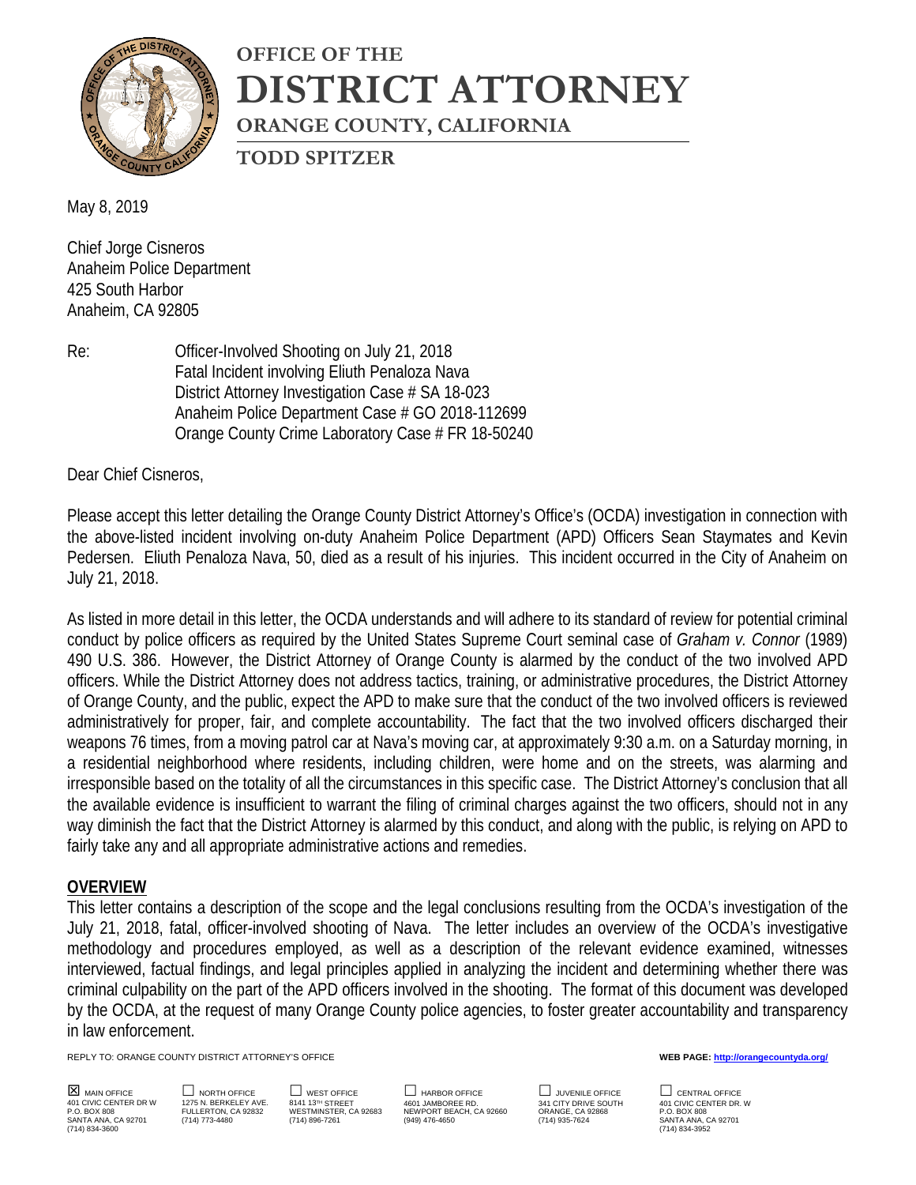# OFFICE OF THE DISTRICT ATTORNEY

## ORANGE COUNTY, CALIFORNIA

### TODD SPITZER

May 8, 2019

Chief Jorge Cisneros
Anaheim Police Department
425 South Harbor
Anaheim, CA 92805

Re: Officer-Involved Shooting on July 21, 2018
Fatal Incident involving Eliuth Penaloza Nava
District Attorney Investigation Case # SA 18-023
Anaheim Police Department Case # GO 2018-112699
Orange County Crime Laboratory Case # FR 18-50240

Dear Chief Cisneros,

Please accept this letter detailing the Orange County District Attorney's Office's (OCDA) investigation in connection with the above-listed incident involving on-duty Anaheim Police Department (APD) Officers Sean Staymates and Kevin Pedersen. Eliuth Penaloza Nava, 50, died as a result of his injuries. This incident occurred in the City of Anaheim on July 21, 2018.

As listed in more detail in this letter, the OCDA understands and will adhere to its standard of review for potential criminal conduct by police officers as required by the United States Supreme Court seminal case of *Graham v. Connor* (1989) 490 U.S. 386. However, the District Attorney of Orange County is alarmed by the conduct of the two involved APD officers. While the District Attorney does not address tactics, training, or administrative procedures, the District Attorney of Orange County, and the public, expect the APD to make sure that the conduct of the two involved officers is reviewed administratively for proper, fair, and complete accountability. The fact that the two involved officers discharged their weapons 76 times, from a moving patrol car at Nava's moving car, at approximately 9:30 a.m. on a Saturday morning, in a residential neighborhood where residents, including children, were home and on the streets, was alarming and irresponsible based on the totality of all the circumstances in this specific case. The District Attorney's conclusion that all the available evidence is insufficient to warrant the filing of criminal charges against the two officers, should not in any way diminish the fact that the District Attorney is alarmed by this conduct, and along with the public, is relying on APD to fairly take any and all appropriate administrative actions and remedies.

## OVERVIEW

This letter contains a description of the scope and the legal conclusions resulting from the OCDA's investigation of the July 21, 2018, fatal, officer-involved shooting of Nava. The letter includes an overview of the OCDA's investigative methodology and procedures employed, as well as a description of the relevant evidence examined, witnesses interviewed, factual findings, and legal principles applied in analyzing the incident and determining whether there was criminal culpability on the part of the APD officers involved in the shooting. The format of this document was developed by the OCDA, at the request of many Orange County police agencies, to foster greater accountability and transparency in law enforcement.

REPLY TO: ORANGE COUNTY DISTRICT ATTORNEY'S OFFICE

WEB PAGE: http://orangecountyda.org/

☒ MAIN OFFICE
401 CIVIC CENTER DR W
P.O. BOX 808
SANTA ANA, CA 92701
(714) 834-3600

☐ NORTH OFFICE
1275 N. BERKELEY AVE.
FULLERTON, CA 92832
(714) 773-4480

☐ WEST OFFICE
8141 13TH STREET
WESTMINSTER, CA 92683
(714) 896-7261

☐ HARBOR OFFICE
4601 JAMBOREE RD.
NEWPORT BEACH, CA 92660
(949) 476-4650

☐ JUVENILE OFFICE
341 CITY DRIVE SOUTH
ORANGE, CA 92868
(714) 935-7624

☐ CENTRAL OFFICE
401 CIVIC CENTER DR. W
P.O. BOX 808
SANTA ANA, CA 92701
(714) 834-3952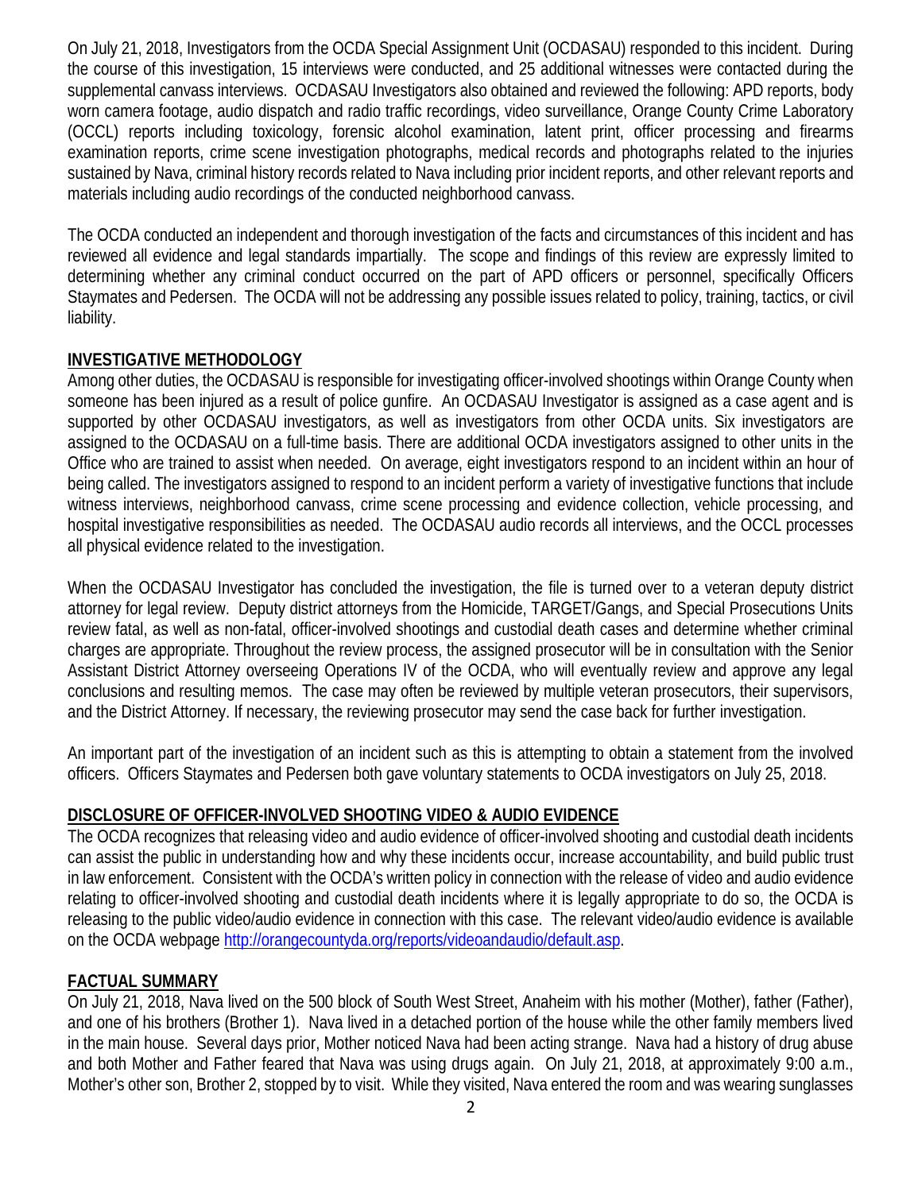On July 21, 2018, Investigators from the OCDA Special Assignment Unit (OCDASAU) responded to this incident. During the course of this investigation, 15 interviews were conducted, and 25 additional witnesses were contacted during the supplemental canvass interviews. OCDASAU Investigators also obtained and reviewed the following: APD reports, body worn camera footage, audio dispatch and radio traffic recordings, video surveillance, Orange County Crime Laboratory (OCCL) reports including toxicology, forensic alcohol examination, latent print, officer processing and firearms examination reports, crime scene investigation photographs, medical records and photographs related to the injuries sustained by Nava, criminal history records related to Nava including prior incident reports, and other relevant reports and materials including audio recordings of the conducted neighborhood canvass.

The OCDA conducted an independent and thorough investigation of the facts and circumstances of this incident and has reviewed all evidence and legal standards impartially. The scope and findings of this review are expressly limited to determining whether any criminal conduct occurred on the part of APD officers or personnel, specifically Officers Staymates and Pedersen. The OCDA will not be addressing any possible issues related to policy, training, tactics, or civil liability.

## INVESTIGATIVE METHODOLOGY

Among other duties, the OCDASAU is responsible for investigating officer-involved shootings within Orange County when someone has been injured as a result of police gunfire. An OCDASAU Investigator is assigned as a case agent and is supported by other OCDASAU investigators, as well as investigators from other OCDA units. Six investigators are assigned to the OCDASAU on a full-time basis. There are additional OCDA investigators assigned to other units in the Office who are trained to assist when needed. On average, eight investigators respond to an incident within an hour of being called. The investigators assigned to respond to an incident perform a variety of investigative functions that include witness interviews, neighborhood canvass, crime scene processing and evidence collection, vehicle processing, and hospital investigative responsibilities as needed. The OCDASAU audio records all interviews, and the OCCL processes all physical evidence related to the investigation.

When the OCDASAU Investigator has concluded the investigation, the file is turned over to a veteran deputy district attorney for legal review. Deputy district attorneys from the Homicide, TARGET/Gangs, and Special Prosecutions Units review fatal, as well as non-fatal, officer-involved shootings and custodial death cases and determine whether criminal charges are appropriate. Throughout the review process, the assigned prosecutor will be in consultation with the Senior Assistant District Attorney overseeing Operations IV of the OCDA, who will eventually review and approve any legal conclusions and resulting memos. The case may often be reviewed by multiple veteran prosecutors, their supervisors, and the District Attorney. If necessary, the reviewing prosecutor may send the case back for further investigation.

An important part of the investigation of an incident such as this is attempting to obtain a statement from the involved officers. Officers Staymates and Pedersen both gave voluntary statements to OCDA investigators on July 25, 2018.

## DISCLOSURE OF OFFICER-INVOLVED SHOOTING VIDEO & AUDIO EVIDENCE

The OCDA recognizes that releasing video and audio evidence of officer-involved shooting and custodial death incidents can assist the public in understanding how and why these incidents occur, increase accountability, and build public trust in law enforcement. Consistent with the OCDA's written policy in connection with the release of video and audio evidence relating to officer-involved shooting and custodial death incidents where it is legally appropriate to do so, the OCDA is releasing to the public video/audio evidence in connection with this case. The relevant video/audio evidence is available on the OCDA webpage http://orangecountyda.org/reports/videoandaudio/default.asp.

## FACTUAL SUMMARY

On July 21, 2018, Nava lived on the 500 block of South West Street, Anaheim with his mother (Mother), father (Father), and one of his brothers (Brother 1). Nava lived in a detached portion of the house while the other family members lived in the main house. Several days prior, Mother noticed Nava had been acting strange. Nava had a history of drug abuse and both Mother and Father feared that Nava was using drugs again. On July 21, 2018, at approximately 9:00 a.m., Mother's other son, Brother 2, stopped by to visit. While they visited, Nava entered the room and was wearing sunglasses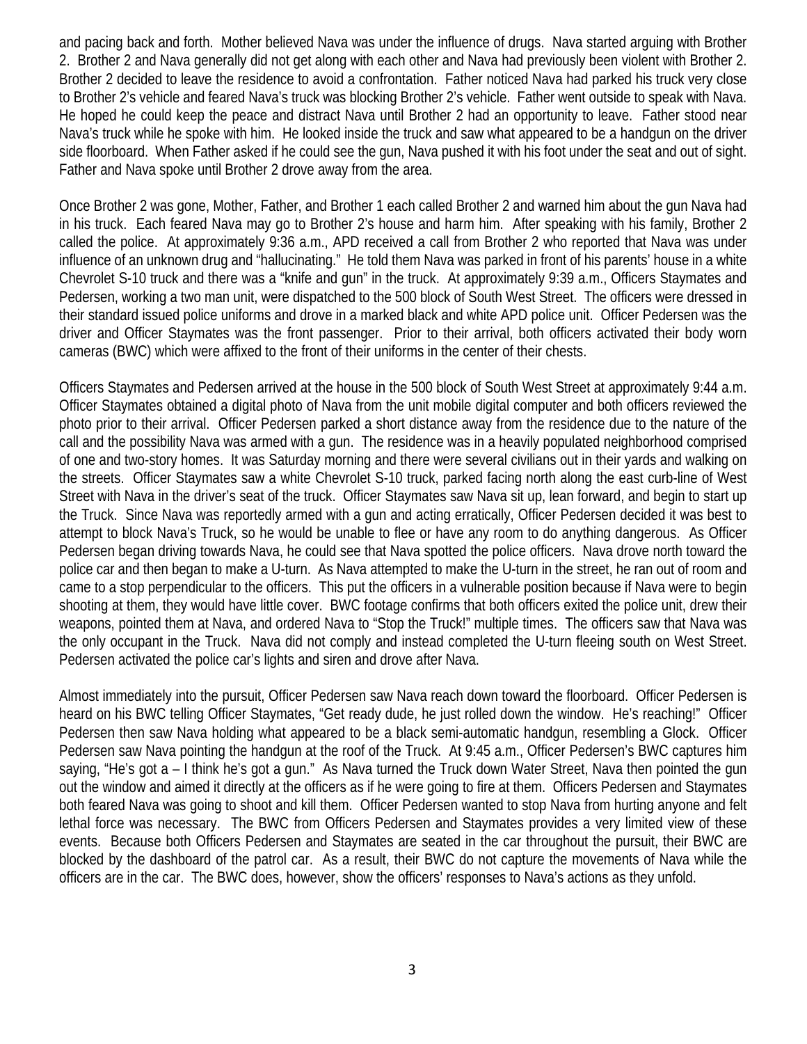and pacing back and forth. Mother believed Nava was under the influence of drugs. Nava started arguing with Brother 2. Brother 2 and Nava generally did not get along with each other and Nava had previously been violent with Brother 2. Brother 2 decided to leave the residence to avoid a confrontation. Father noticed Nava had parked his truck very close to Brother 2's vehicle and feared Nava's truck was blocking Brother 2's vehicle. Father went outside to speak with Nava. He hoped he could keep the peace and distract Nava until Brother 2 had an opportunity to leave. Father stood near Nava's truck while he spoke with him. He looked inside the truck and saw what appeared to be a handgun on the driver side floorboard. When Father asked if he could see the gun, Nava pushed it with his foot under the seat and out of sight. Father and Nava spoke until Brother 2 drove away from the area.

Once Brother 2 was gone, Mother, Father, and Brother 1 each called Brother 2 and warned him about the gun Nava had in his truck. Each feared Nava may go to Brother 2's house and harm him. After speaking with his family, Brother 2 called the police. At approximately 9:36 a.m., APD received a call from Brother 2 who reported that Nava was under influence of an unknown drug and "hallucinating." He told them Nava was parked in front of his parents' house in a white Chevrolet S-10 truck and there was a "knife and gun" in the truck. At approximately 9:39 a.m., Officers Staymates and Pedersen, working a two man unit, were dispatched to the 500 block of South West Street. The officers were dressed in their standard issued police uniforms and drove in a marked black and white APD police unit. Officer Pedersen was the driver and Officer Staymates was the front passenger. Prior to their arrival, both officers activated their body worn cameras (BWC) which were affixed to the front of their uniforms in the center of their chests.

Officers Staymates and Pedersen arrived at the house in the 500 block of South West Street at approximately 9:44 a.m. Officer Staymates obtained a digital photo of Nava from the unit mobile digital computer and both officers reviewed the photo prior to their arrival. Officer Pedersen parked a short distance away from the residence due to the nature of the call and the possibility Nava was armed with a gun. The residence was in a heavily populated neighborhood comprised of one and two-story homes. It was Saturday morning and there were several civilians out in their yards and walking on the streets. Officer Staymates saw a white Chevrolet S-10 truck, parked facing north along the east curb-line of West Street with Nava in the driver's seat of the truck. Officer Staymates saw Nava sit up, lean forward, and begin to start up the Truck. Since Nava was reportedly armed with a gun and acting erratically, Officer Pedersen decided it was best to attempt to block Nava's Truck, so he would be unable to flee or have any room to do anything dangerous. As Officer Pedersen began driving towards Nava, he could see that Nava spotted the police officers. Nava drove north toward the police car and then began to make a U-turn. As Nava attempted to make the U-turn in the street, he ran out of room and came to a stop perpendicular to the officers. This put the officers in a vulnerable position because if Nava were to begin shooting at them, they would have little cover. BWC footage confirms that both officers exited the police unit, drew their weapons, pointed them at Nava, and ordered Nava to "Stop the Truck!" multiple times. The officers saw that Nava was the only occupant in the Truck. Nava did not comply and instead completed the U-turn fleeing south on West Street. Pedersen activated the police car's lights and siren and drove after Nava.

Almost immediately into the pursuit, Officer Pedersen saw Nava reach down toward the floorboard. Officer Pedersen is heard on his BWC telling Officer Staymates, "Get ready dude, he just rolled down the window. He's reaching!" Officer Pedersen then saw Nava holding what appeared to be a black semi-automatic handgun, resembling a Glock. Officer Pedersen saw Nava pointing the handgun at the roof of the Truck. At 9:45 a.m., Officer Pedersen's BWC captures him saying, "He's got a – I think he's got a gun." As Nava turned the Truck down Water Street, Nava then pointed the gun out the window and aimed it directly at the officers as if he were going to fire at them. Officers Pedersen and Staymates both feared Nava was going to shoot and kill them. Officer Pedersen wanted to stop Nava from hurting anyone and felt lethal force was necessary. The BWC from Officers Pedersen and Staymates provides a very limited view of these events. Because both Officers Pedersen and Staymates are seated in the car throughout the pursuit, their BWC are blocked by the dashboard of the patrol car. As a result, their BWC do not capture the movements of Nava while the officers are in the car. The BWC does, however, show the officers' responses to Nava's actions as they unfold.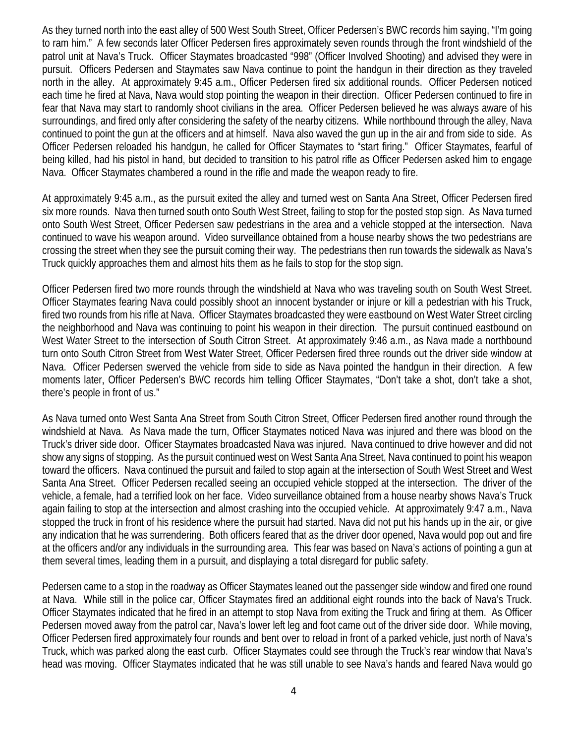As they turned north into the east alley of 500 West South Street, Officer Pedersen's BWC records him saying, "I'm going to ram him." A few seconds later Officer Pedersen fires approximately seven rounds through the front windshield of the patrol unit at Nava's Truck. Officer Staymates broadcasted "998" (Officer Involved Shooting) and advised they were in pursuit. Officers Pedersen and Staymates saw Nava continue to point the handgun in their direction as they traveled north in the alley. At approximately 9:45 a.m., Officer Pedersen fired six additional rounds. Officer Pedersen noticed each time he fired at Nava, Nava would stop pointing the weapon in their direction. Officer Pedersen continued to fire in fear that Nava may start to randomly shoot civilians in the area. Officer Pedersen believed he was always aware of his surroundings, and fired only after considering the safety of the nearby citizens. While northbound through the alley, Nava continued to point the gun at the officers and at himself. Nava also waved the gun up in the air and from side to side. As Officer Pedersen reloaded his handgun, he called for Officer Staymates to "start firing." Officer Staymates, fearful of being killed, had his pistol in hand, but decided to transition to his patrol rifle as Officer Pedersen asked him to engage Nava. Officer Staymates chambered a round in the rifle and made the weapon ready to fire.

At approximately 9:45 a.m., as the pursuit exited the alley and turned west on Santa Ana Street, Officer Pedersen fired six more rounds. Nava then turned south onto South West Street, failing to stop for the posted stop sign. As Nava turned onto South West Street, Officer Pedersen saw pedestrians in the area and a vehicle stopped at the intersection. Nava continued to wave his weapon around. Video surveillance obtained from a house nearby shows the two pedestrians are crossing the street when they see the pursuit coming their way. The pedestrians then run towards the sidewalk as Nava's Truck quickly approaches them and almost hits them as he fails to stop for the stop sign.

Officer Pedersen fired two more rounds through the windshield at Nava who was traveling south on South West Street. Officer Staymates fearing Nava could possibly shoot an innocent bystander or injure or kill a pedestrian with his Truck, fired two rounds from his rifle at Nava. Officer Staymates broadcasted they were eastbound on West Water Street circling the neighborhood and Nava was continuing to point his weapon in their direction. The pursuit continued eastbound on West Water Street to the intersection of South Citron Street. At approximately 9:46 a.m., as Nava made a northbound turn onto South Citron Street from West Water Street, Officer Pedersen fired three rounds out the driver side window at Nava. Officer Pedersen swerved the vehicle from side to side as Nava pointed the handgun in their direction. A few moments later, Officer Pedersen's BWC records him telling Officer Staymates, "Don't take a shot, don't take a shot, there's people in front of us."

As Nava turned onto West Santa Ana Street from South Citron Street, Officer Pedersen fired another round through the windshield at Nava. As Nava made the turn, Officer Staymates noticed Nava was injured and there was blood on the Truck's driver side door. Officer Staymates broadcasted Nava was injured. Nava continued to drive however and did not show any signs of stopping. As the pursuit continued west on West Santa Ana Street, Nava continued to point his weapon toward the officers. Nava continued the pursuit and failed to stop again at the intersection of South West Street and West Santa Ana Street. Officer Pedersen recalled seeing an occupied vehicle stopped at the intersection. The driver of the vehicle, a female, had a terrified look on her face. Video surveillance obtained from a house nearby shows Nava's Truck again failing to stop at the intersection and almost crashing into the occupied vehicle. At approximately 9:47 a.m., Nava stopped the truck in front of his residence where the pursuit had started. Nava did not put his hands up in the air, or give any indication that he was surrendering. Both officers feared that as the driver door opened, Nava would pop out and fire at the officers and/or any individuals in the surrounding area. This fear was based on Nava's actions of pointing a gun at them several times, leading them in a pursuit, and displaying a total disregard for public safety.

Pedersen came to a stop in the roadway as Officer Staymates leaned out the passenger side window and fired one round at Nava. While still in the police car, Officer Staymates fired an additional eight rounds into the back of Nava's Truck. Officer Staymates indicated that he fired in an attempt to stop Nava from exiting the Truck and firing at them. As Officer Pedersen moved away from the patrol car, Nava's lower left leg and foot came out of the driver side door. While moving, Officer Pedersen fired approximately four rounds and bent over to reload in front of a parked vehicle, just north of Nava's Truck, which was parked along the east curb. Officer Staymates could see through the Truck's rear window that Nava's head was moving. Officer Staymates indicated that he was still unable to see Nava's hands and feared Nava would go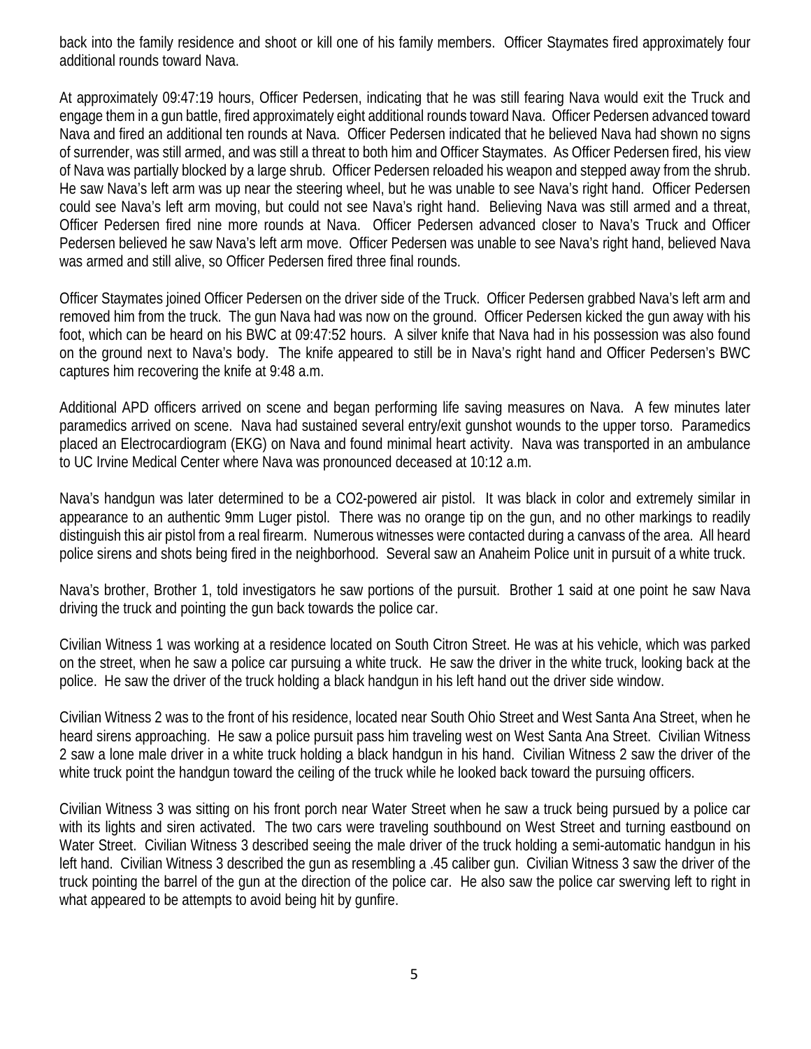back into the family residence and shoot or kill one of his family members. Officer Staymates fired approximately four additional rounds toward Nava.

At approximately 09:47:19 hours, Officer Pedersen, indicating that he was still fearing Nava would exit the Truck and engage them in a gun battle, fired approximately eight additional rounds toward Nava. Officer Pedersen advanced toward Nava and fired an additional ten rounds at Nava. Officer Pedersen indicated that he believed Nava had shown no signs of surrender, was still armed, and was still a threat to both him and Officer Staymates. As Officer Pedersen fired, his view of Nava was partially blocked by a large shrub. Officer Pedersen reloaded his weapon and stepped away from the shrub. He saw Nava's left arm was up near the steering wheel, but he was unable to see Nava's right hand. Officer Pedersen could see Nava's left arm moving, but could not see Nava's right hand. Believing Nava was still armed and a threat, Officer Pedersen fired nine more rounds at Nava. Officer Pedersen advanced closer to Nava's Truck and Officer Pedersen believed he saw Nava's left arm move. Officer Pedersen was unable to see Nava's right hand, believed Nava was armed and still alive, so Officer Pedersen fired three final rounds.

Officer Staymates joined Officer Pedersen on the driver side of the Truck. Officer Pedersen grabbed Nava's left arm and removed him from the truck. The gun Nava had was now on the ground. Officer Pedersen kicked the gun away with his foot, which can be heard on his BWC at 09:47:52 hours. A silver knife that Nava had in his possession was also found on the ground next to Nava's body. The knife appeared to still be in Nava's right hand and Officer Pedersen's BWC captures him recovering the knife at 9:48 a.m.

Additional APD officers arrived on scene and began performing life saving measures on Nava. A few minutes later paramedics arrived on scene. Nava had sustained several entry/exit gunshot wounds to the upper torso. Paramedics placed an Electrocardiogram (EKG) on Nava and found minimal heart activity. Nava was transported in an ambulance to UC Irvine Medical Center where Nava was pronounced deceased at 10:12 a.m.

Nava's handgun was later determined to be a CO2-powered air pistol. It was black in color and extremely similar in appearance to an authentic 9mm Luger pistol. There was no orange tip on the gun, and no other markings to readily distinguish this air pistol from a real firearm. Numerous witnesses were contacted during a canvass of the area. All heard police sirens and shots being fired in the neighborhood. Several saw an Anaheim Police unit in pursuit of a white truck.

Nava's brother, Brother 1, told investigators he saw portions of the pursuit. Brother 1 said at one point he saw Nava driving the truck and pointing the gun back towards the police car.

Civilian Witness 1 was working at a residence located on South Citron Street. He was at his vehicle, which was parked on the street, when he saw a police car pursuing a white truck. He saw the driver in the white truck, looking back at the police. He saw the driver of the truck holding a black handgun in his left hand out the driver side window.

Civilian Witness 2 was to the front of his residence, located near South Ohio Street and West Santa Ana Street, when he heard sirens approaching. He saw a police pursuit pass him traveling west on West Santa Ana Street. Civilian Witness 2 saw a lone male driver in a white truck holding a black handgun in his hand. Civilian Witness 2 saw the driver of the white truck point the handgun toward the ceiling of the truck while he looked back toward the pursuing officers.

Civilian Witness 3 was sitting on his front porch near Water Street when he saw a truck being pursued by a police car with its lights and siren activated. The two cars were traveling southbound on West Street and turning eastbound on Water Street. Civilian Witness 3 described seeing the male driver of the truck holding a semi-automatic handgun in his left hand. Civilian Witness 3 described the gun as resembling a .45 caliber gun. Civilian Witness 3 saw the driver of the truck pointing the barrel of the gun at the direction of the police car. He also saw the police car swerving left to right in what appeared to be attempts to avoid being hit by gunfire.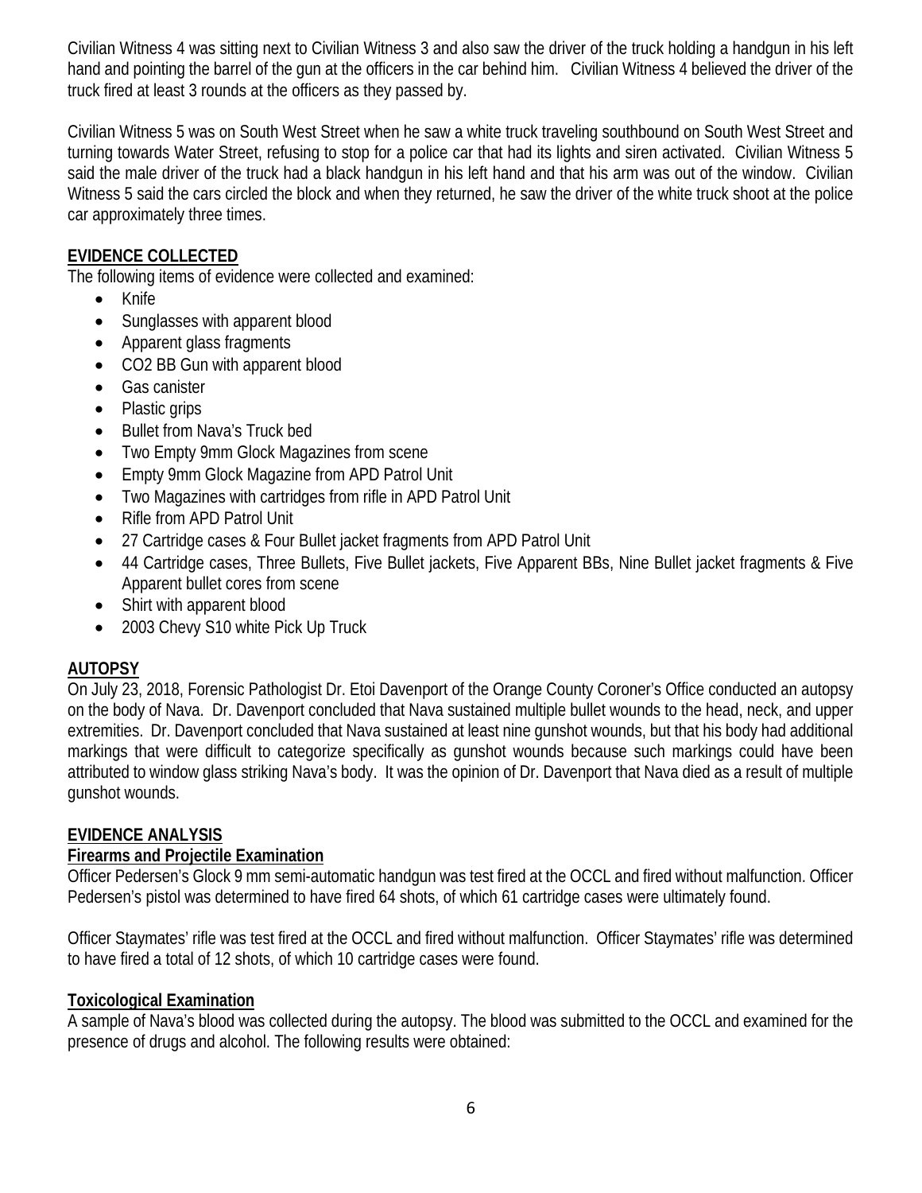Civilian Witness 4 was sitting next to Civilian Witness 3 and also saw the driver of the truck holding a handgun in his left hand and pointing the barrel of the gun at the officers in the car behind him. Civilian Witness 4 believed the driver of the truck fired at least 3 rounds at the officers as they passed by.

Civilian Witness 5 was on South West Street when he saw a white truck traveling southbound on South West Street and turning towards Water Street, refusing to stop for a police car that had its lights and siren activated. Civilian Witness 5 said the male driver of the truck had a black handgun in his left hand and that his arm was out of the window. Civilian Witness 5 said the cars circled the block and when they returned, he saw the driver of the white truck shoot at the police car approximately three times.

## EVIDENCE COLLECTED

The following items of evidence were collected and examined:

- Knife
- Sunglasses with apparent blood
- Apparent glass fragments
- CO2 BB Gun with apparent blood
- Gas canister
- Plastic grips
- Bullet from Nava's Truck bed
- Two Empty 9mm Glock Magazines from scene
- Empty 9mm Glock Magazine from APD Patrol Unit
- Two Magazines with cartridges from rifle in APD Patrol Unit
- Rifle from APD Patrol Unit
- 27 Cartridge cases & Four Bullet jacket fragments from APD Patrol Unit
- 44 Cartridge cases, Three Bullets, Five Bullet jackets, Five Apparent BBs, Nine Bullet jacket fragments & Five Apparent bullet cores from scene
- Shirt with apparent blood
- 2003 Chevy S10 white Pick Up Truck

## AUTOPSY

On July 23, 2018, Forensic Pathologist Dr. Etoi Davenport of the Orange County Coroner's Office conducted an autopsy on the body of Nava. Dr. Davenport concluded that Nava sustained multiple bullet wounds to the head, neck, and upper extremities. Dr. Davenport concluded that Nava sustained at least nine gunshot wounds, but that his body had additional markings that were difficult to categorize specifically as gunshot wounds because such markings could have been attributed to window glass striking Nava's body. It was the opinion of Dr. Davenport that Nava died as a result of multiple gunshot wounds.

## EVIDENCE ANALYSIS

### Firearms and Projectile Examination

Officer Pedersen's Glock 9 mm semi-automatic handgun was test fired at the OCCL and fired without malfunction. Officer Pedersen's pistol was determined to have fired 64 shots, of which 61 cartridge cases were ultimately found.

Officer Staymates' rifle was test fired at the OCCL and fired without malfunction. Officer Staymates' rifle was determined to have fired a total of 12 shots, of which 10 cartridge cases were found.

### Toxicological Examination

A sample of Nava's blood was collected during the autopsy. The blood was submitted to the OCCL and examined for the presence of drugs and alcohol. The following results were obtained: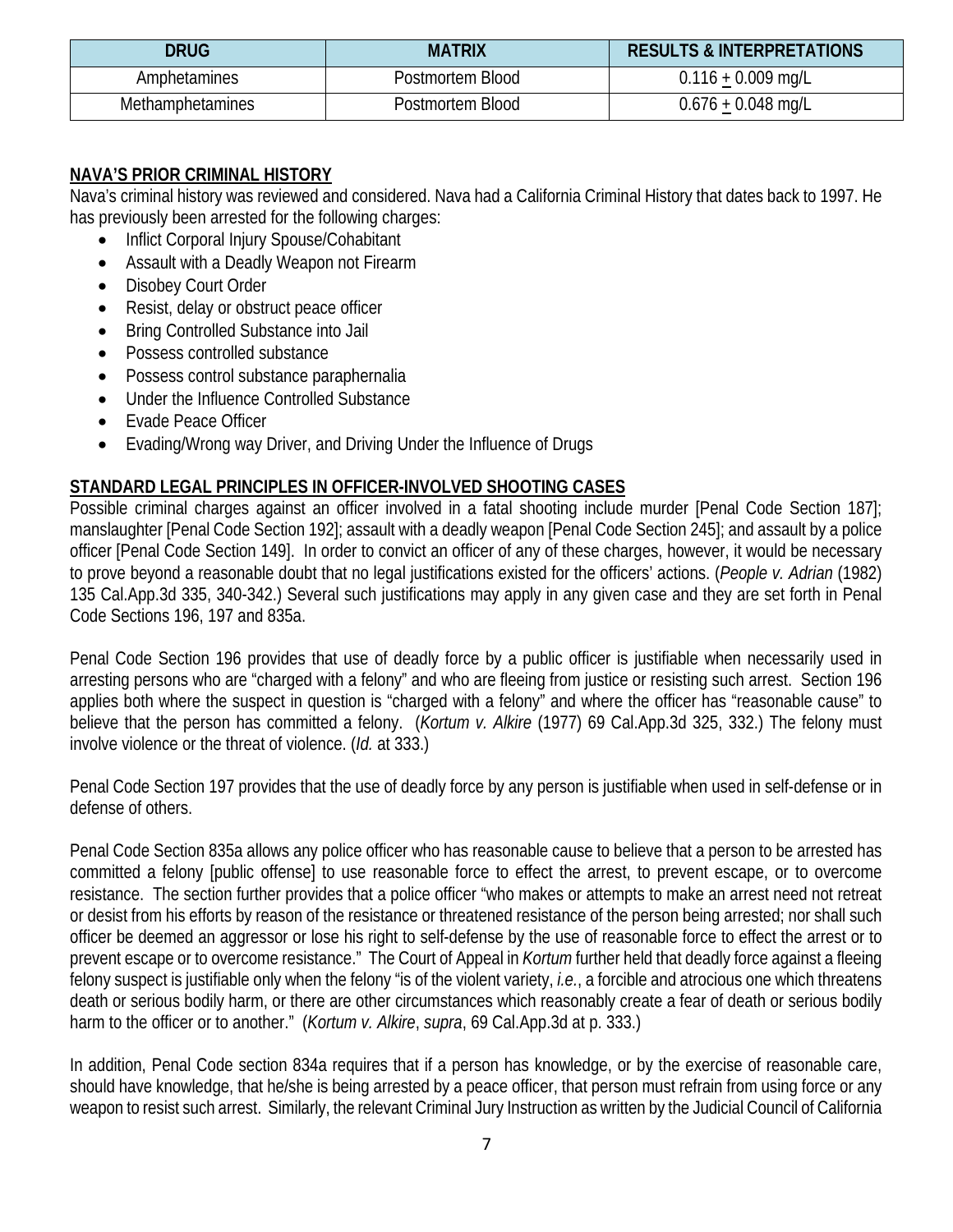| DRUG | MATRIX | RESULTS & INTERPRETATIONS |
| --- | --- | --- |
| Amphetamines | Postmortem Blood | $0.116 \pm 0.009$ mg/L |
| Methamphetamines | Postmortem Blood | $0.676 \pm 0.048$ mg/L |

## NAVA'S PRIOR CRIMINAL HISTORY

Nava's criminal history was reviewed and considered. Nava had a California Criminal History that dates back to 1997. He has previously been arrested for the following charges:

- Inflict Corporal Injury Spouse/Cohabitant
- Assault with a Deadly Weapon not Firearm
- Disobey Court Order
- Resist, delay or obstruct peace officer
- Bring Controlled Substance into Jail
- Possess controlled substance
- Possess control substance paraphernalia
- Under the Influence Controlled Substance
- Evade Peace Officer
- Evading/Wrong way Driver, and Driving Under the Influence of Drugs

## STANDARD LEGAL PRINCIPLES IN OFFICER-INVOLVED SHOOTING CASES

Possible criminal charges against an officer involved in a fatal shooting include murder [Penal Code Section 187]; manslaughter [Penal Code Section 192]; assault with a deadly weapon [Penal Code Section 245]; and assault by a police officer [Penal Code Section 149]. In order to convict an officer of any of these charges, however, it would be necessary to prove beyond a reasonable doubt that no legal justifications existed for the officers' actions. (*People v. Adrian* (1982) 135 Cal.App.3d 335, 340-342.) Several such justifications may apply in any given case and they are set forth in Penal Code Sections 196, 197 and 835a.

Penal Code Section 196 provides that use of deadly force by a public officer is justifiable when necessarily used in arresting persons who are "charged with a felony" and who are fleeing from justice or resisting such arrest. Section 196 applies both where the suspect in question is "charged with a felony" and where the officer has "reasonable cause" to believe that the person has committed a felony. (*Kortum v. Alkire* (1977) 69 Cal.App.3d 325, 332.) The felony must involve violence or the threat of violence. (*Id.* at 333.)

Penal Code Section 197 provides that the use of deadly force by any person is justifiable when used in self-defense or in defense of others.

Penal Code Section 835a allows any police officer who has reasonable cause to believe that a person to be arrested has committed a felony [public offense] to use reasonable force to effect the arrest, to prevent escape, or to overcome resistance. The section further provides that a police officer "who makes or attempts to make an arrest need not retreat or desist from his efforts by reason of the resistance or threatened resistance of the person being arrested; nor shall such officer be deemed an aggressor or lose his right to self-defense by the use of reasonable force to effect the arrest or to prevent escape or to overcome resistance." The Court of Appeal in *Kortum* further held that deadly force against a fleeing felony suspect is justifiable only when the felony "is of the violent variety, *i.e.*, a forcible and atrocious one which threatens death or serious bodily harm, or there are other circumstances which reasonably create a fear of death or serious bodily harm to the officer or to another." (*Kortum v. Alkire*, *supra*, 69 Cal.App.3d at p. 333.)

In addition, Penal Code section 834a requires that if a person has knowledge, or by the exercise of reasonable care, should have knowledge, that he/she is being arrested by a peace officer, that person must refrain from using force or any weapon to resist such arrest. Similarly, the relevant Criminal Jury Instruction as written by the Judicial Council of California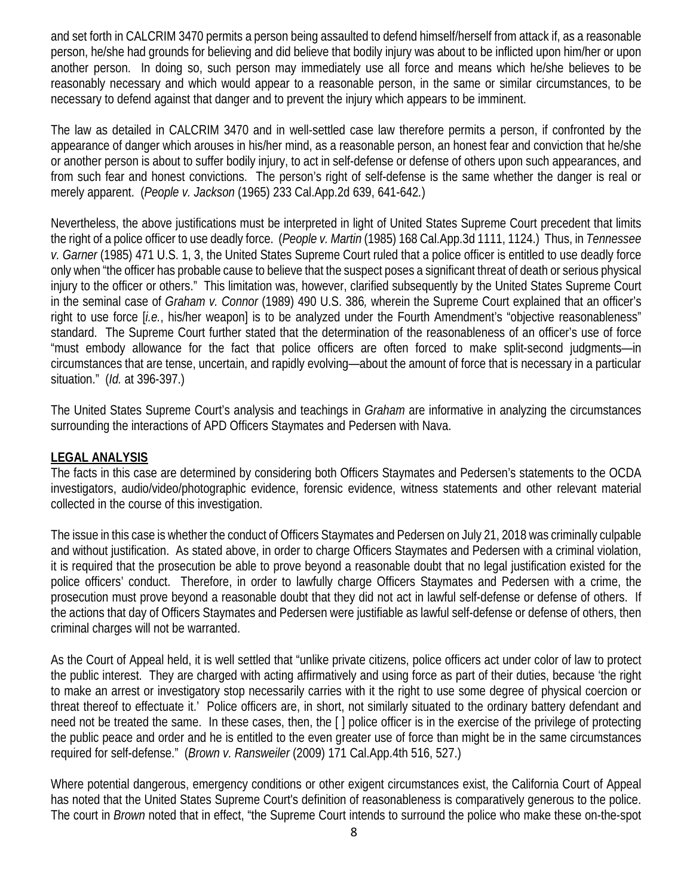and set forth in CALCRIM 3470 permits a person being assaulted to defend himself/herself from attack if, as a reasonable person, he/she had grounds for believing and did believe that bodily injury was about to be inflicted upon him/her or upon another person. In doing so, such person may immediately use all force and means which he/she believes to be reasonably necessary and which would appear to a reasonable person, in the same or similar circumstances, to be necessary to defend against that danger and to prevent the injury which appears to be imminent.

The law as detailed in CALCRIM 3470 and in well-settled case law therefore permits a person, if confronted by the appearance of danger which arouses in his/her mind, as a reasonable person, an honest fear and conviction that he/she or another person is about to suffer bodily injury, to act in self-defense or defense of others upon such appearances, and from such fear and honest convictions. The person's right of self-defense is the same whether the danger is real or merely apparent. (*People v. Jackson* (1965) 233 Cal.App.2d 639, 641-642.)

Nevertheless, the above justifications must be interpreted in light of United States Supreme Court precedent that limits the right of a police officer to use deadly force. (*People v. Martin* (1985) 168 Cal.App.3d 1111, 1124.) Thus, in *Tennessee v. Garner* (1985) 471 U.S. 1, 3, the United States Supreme Court ruled that a police officer is entitled to use deadly force only when "the officer has probable cause to believe that the suspect poses a significant threat of death or serious physical injury to the officer or others." This limitation was, however, clarified subsequently by the United States Supreme Court in the seminal case of *Graham v. Connor* (1989) 490 U.S. 386*,* wherein the Supreme Court explained that an officer's right to use force [*i.e.*, his/her weapon] is to be analyzed under the Fourth Amendment's "objective reasonableness" standard. The Supreme Court further stated that the determination of the reasonableness of an officer's use of force "must embody allowance for the fact that police officers are often forced to make split-second judgments—in circumstances that are tense, uncertain, and rapidly evolving—about the amount of force that is necessary in a particular situation." (*Id.* at 396-397.)

The United States Supreme Court's analysis and teachings in *Graham* are informative in analyzing the circumstances surrounding the interactions of APD Officers Staymates and Pedersen with Nava.

## LEGAL ANALYSIS

The facts in this case are determined by considering both Officers Staymates and Pedersen's statements to the OCDA investigators, audio/video/photographic evidence, forensic evidence, witness statements and other relevant material collected in the course of this investigation.

The issue in this case is whether the conduct of Officers Staymates and Pedersen on July 21, 2018 was criminally culpable and without justification. As stated above, in order to charge Officers Staymates and Pedersen with a criminal violation, it is required that the prosecution be able to prove beyond a reasonable doubt that no legal justification existed for the police officers' conduct. Therefore, in order to lawfully charge Officers Staymates and Pedersen with a crime, the prosecution must prove beyond a reasonable doubt that they did not act in lawful self-defense or defense of others. If the actions that day of Officers Staymates and Pedersen were justifiable as lawful self-defense or defense of others, then criminal charges will not be warranted.

As the Court of Appeal held, it is well settled that "unlike private citizens, police officers act under color of law to protect the public interest. They are charged with acting affirmatively and using force as part of their duties, because 'the right to make an arrest or investigatory stop necessarily carries with it the right to use some degree of physical coercion or threat thereof to effectuate it.' Police officers are, in short, not similarly situated to the ordinary battery defendant and need not be treated the same. In these cases, then, the [ ] police officer is in the exercise of the privilege of protecting the public peace and order and he is entitled to the even greater use of force than might be in the same circumstances required for self-defense." (*Brown v. Ransweiler* (2009) 171 Cal.App.4th 516, 527.)

Where potential dangerous, emergency conditions or other exigent circumstances exist, the California Court of Appeal has noted that the United States Supreme Court's definition of reasonableness is comparatively generous to the police. The court in *Brown* noted that in effect, "the Supreme Court intends to surround the police who make these on-the-spot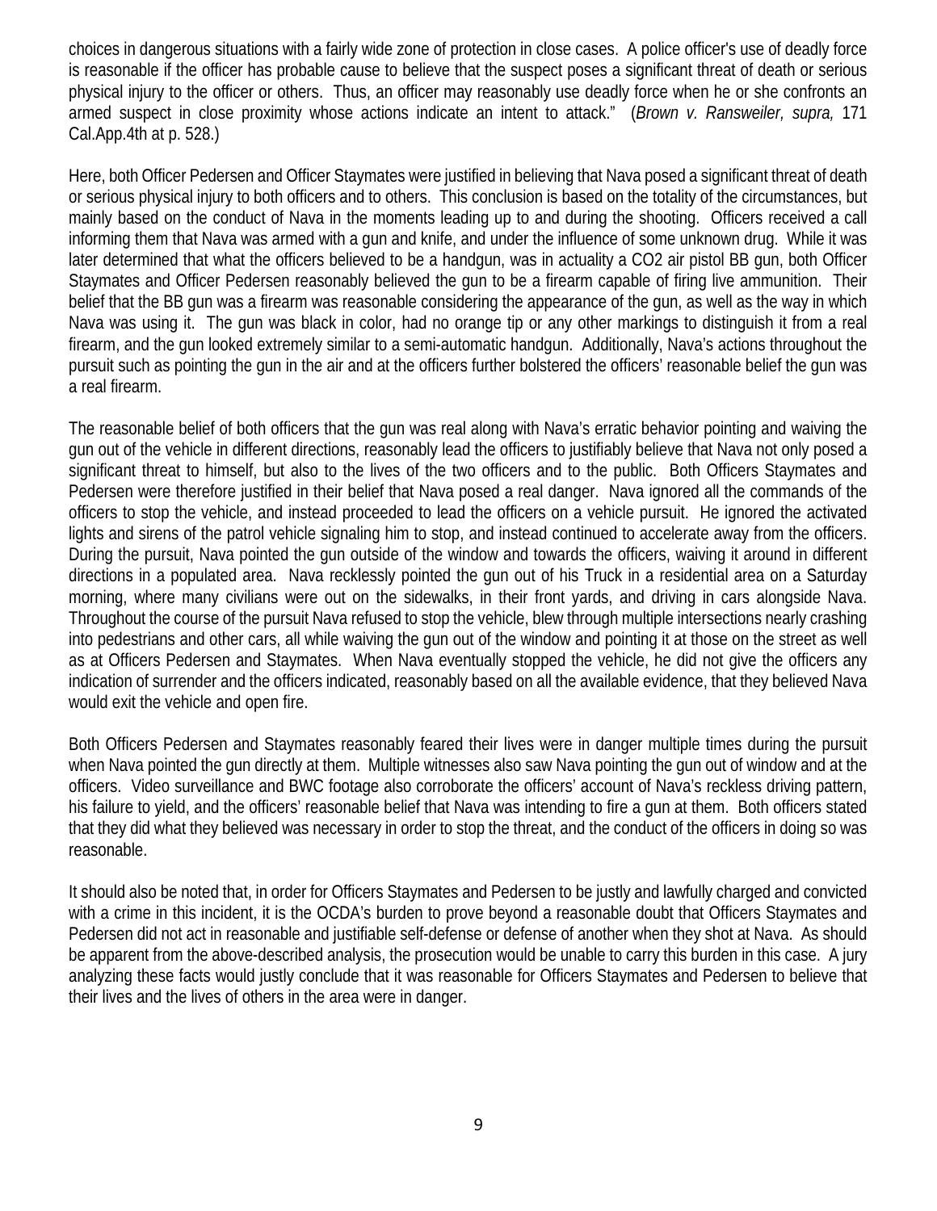choices in dangerous situations with a fairly wide zone of protection in close cases. A police officer's use of deadly force is reasonable if the officer has probable cause to believe that the suspect poses a significant threat of death or serious physical injury to the officer or others. Thus, an officer may reasonably use deadly force when he or she confronts an armed suspect in close proximity whose actions indicate an intent to attack." (*Brown v. Ransweiler, supra,* 171 Cal.App.4th at p. 528.)

Here, both Officer Pedersen and Officer Staymates were justified in believing that Nava posed a significant threat of death or serious physical injury to both officers and to others. This conclusion is based on the totality of the circumstances, but mainly based on the conduct of Nava in the moments leading up to and during the shooting. Officers received a call informing them that Nava was armed with a gun and knife, and under the influence of some unknown drug. While it was later determined that what the officers believed to be a handgun, was in actuality a CO2 air pistol BB gun, both Officer Staymates and Officer Pedersen reasonably believed the gun to be a firearm capable of firing live ammunition. Their belief that the BB gun was a firearm was reasonable considering the appearance of the gun, as well as the way in which Nava was using it. The gun was black in color, had no orange tip or any other markings to distinguish it from a real firearm, and the gun looked extremely similar to a semi-automatic handgun. Additionally, Nava's actions throughout the pursuit such as pointing the gun in the air and at the officers further bolstered the officers' reasonable belief the gun was a real firearm.

The reasonable belief of both officers that the gun was real along with Nava's erratic behavior pointing and waiving the gun out of the vehicle in different directions, reasonably lead the officers to justifiably believe that Nava not only posed a significant threat to himself, but also to the lives of the two officers and to the public. Both Officers Staymates and Pedersen were therefore justified in their belief that Nava posed a real danger. Nava ignored all the commands of the officers to stop the vehicle, and instead proceeded to lead the officers on a vehicle pursuit. He ignored the activated lights and sirens of the patrol vehicle signaling him to stop, and instead continued to accelerate away from the officers. During the pursuit, Nava pointed the gun outside of the window and towards the officers, waiving it around in different directions in a populated area. Nava recklessly pointed the gun out of his Truck in a residential area on a Saturday morning, where many civilians were out on the sidewalks, in their front yards, and driving in cars alongside Nava. Throughout the course of the pursuit Nava refused to stop the vehicle, blew through multiple intersections nearly crashing into pedestrians and other cars, all while waiving the gun out of the window and pointing it at those on the street as well as at Officers Pedersen and Staymates. When Nava eventually stopped the vehicle, he did not give the officers any indication of surrender and the officers indicated, reasonably based on all the available evidence, that they believed Nava would exit the vehicle and open fire.

Both Officers Pedersen and Staymates reasonably feared their lives were in danger multiple times during the pursuit when Nava pointed the gun directly at them. Multiple witnesses also saw Nava pointing the gun out of window and at the officers. Video surveillance and BWC footage also corroborate the officers' account of Nava's reckless driving pattern, his failure to yield, and the officers' reasonable belief that Nava was intending to fire a gun at them. Both officers stated that they did what they believed was necessary in order to stop the threat, and the conduct of the officers in doing so was reasonable.

It should also be noted that, in order for Officers Staymates and Pedersen to be justly and lawfully charged and convicted with a crime in this incident, it is the OCDA's burden to prove beyond a reasonable doubt that Officers Staymates and Pedersen did not act in reasonable and justifiable self-defense or defense of another when they shot at Nava. As should be apparent from the above-described analysis, the prosecution would be unable to carry this burden in this case. A jury analyzing these facts would justly conclude that it was reasonable for Officers Staymates and Pedersen to believe that their lives and the lives of others in the area were in danger.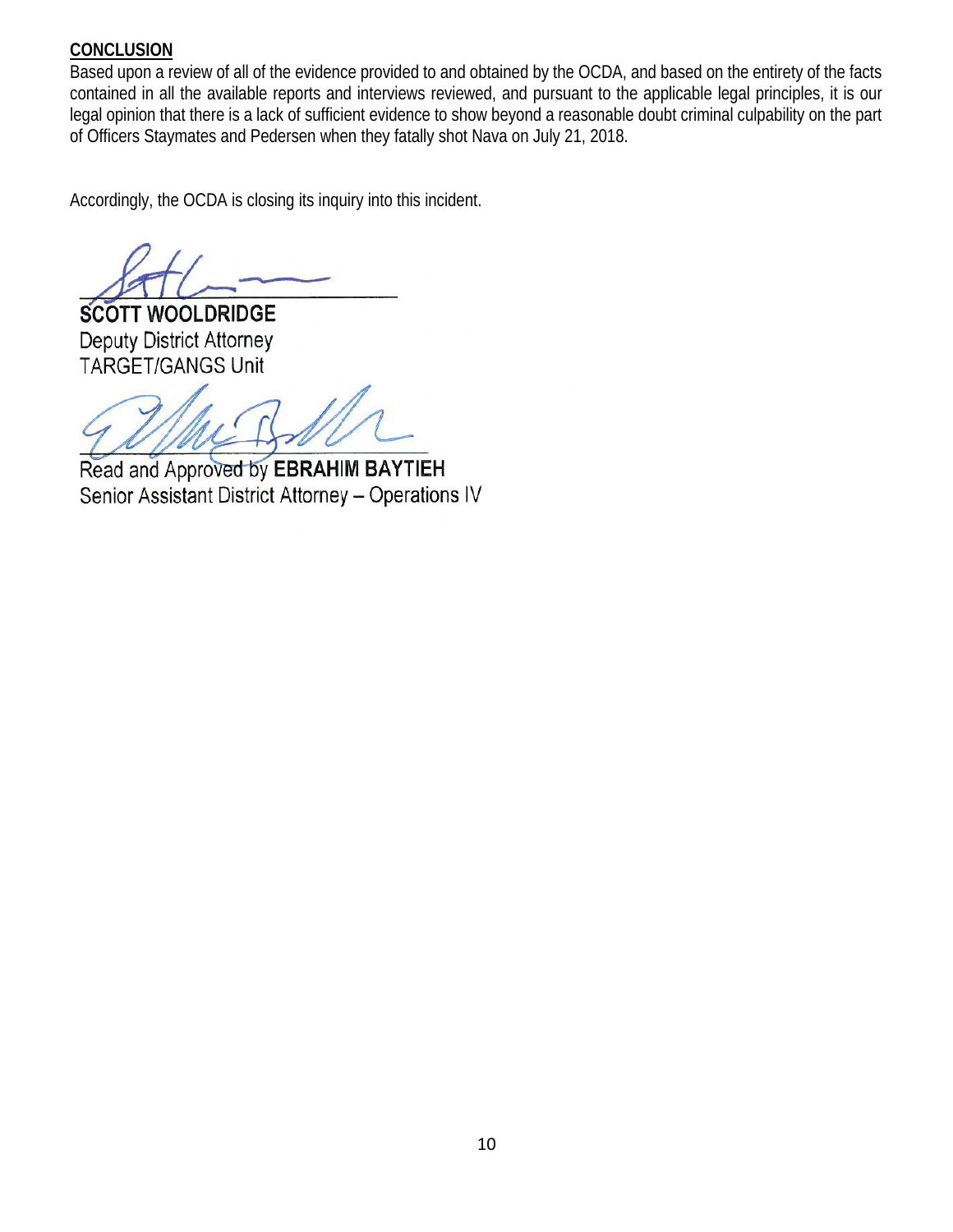**CONCLUSION**

Based upon a review of all of the evidence provided to and obtained by the OCDA, and based on the entirety of the facts contained in all the available reports and interviews reviewed, and pursuant to the applicable legal principles, it is our legal opinion that there is a lack of sufficient evidence to show beyond a reasonable doubt criminal culpability on the part of Officers Staymates and Pedersen when they fatally shot Nava on July 21, 2018.

Accordingly, the OCDA is closing its inquiry into this incident.

**SCOTT WOOLDRIDGE**
Deputy District Attorney
TARGET/GANGS Unit

Read and Approved by **EBRAHIM BAYTIEH**
Senior Assistant District Attorney – Operations IV